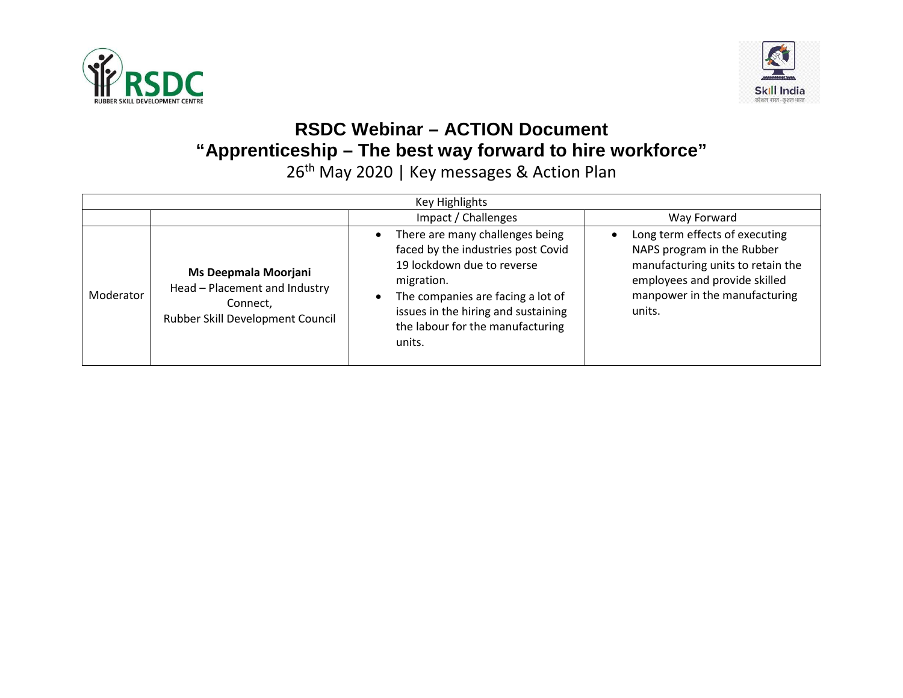# RSDC Webinar – ACTION Document

## "Apprenticeship – The best way forward to hire workforce"

26th May 2020 | Key messages & Action Plan

| Key Highlights | | | |
|---|---|---|---|
| | | Impact / Challenges | Way Forward |
| Moderator | **Ms Deepmala Moorjani**<br>Head – Placement and Industry Connect,<br>Rubber Skill Development Council | • There are many challenges being faced by the industries post Covid 19 lockdown due to reverse migration.<br>• The companies are facing a lot of issues in the hiring and sustaining the labour for the manufacturing units. | • Long term effects of executing NAPS program in the Rubber manufacturing units to retain the employees and provide skilled manpower in the manufacturing units. |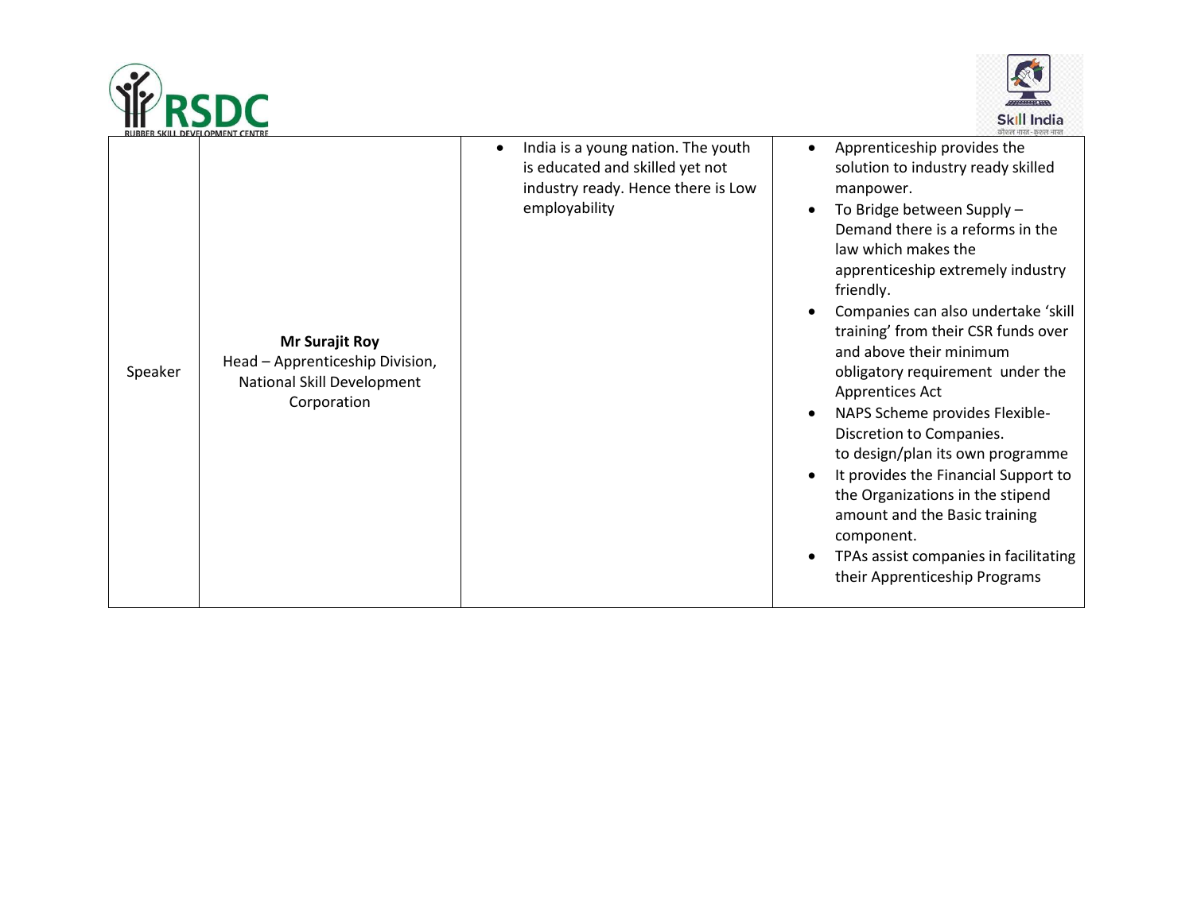| | | | |
|---|---|---|---|
| Speaker | **Mr Surajit Roy**<br>Head – Apprenticeship Division, National Skill Development Corporation | • India is a young nation. The youth is educated and skilled yet not industry ready. Hence there is Low employability | • Apprenticeship provides the solution to industry ready skilled manpower.<br>• To Bridge between Supply – Demand there is a reforms in the law which makes the apprenticeship extremely industry friendly.<br>• Companies can also undertake 'skill training' from their CSR funds over and above their minimum obligatory requirement under the Apprentices Act<br>• NAPS Scheme provides Flexible-Discretion to Companies. to design/plan its own programme<br>• It provides the Financial Support to the Organizations in the stipend amount and the Basic training component.<br>• TPAs assist companies in facilitating their Apprenticeship Programs |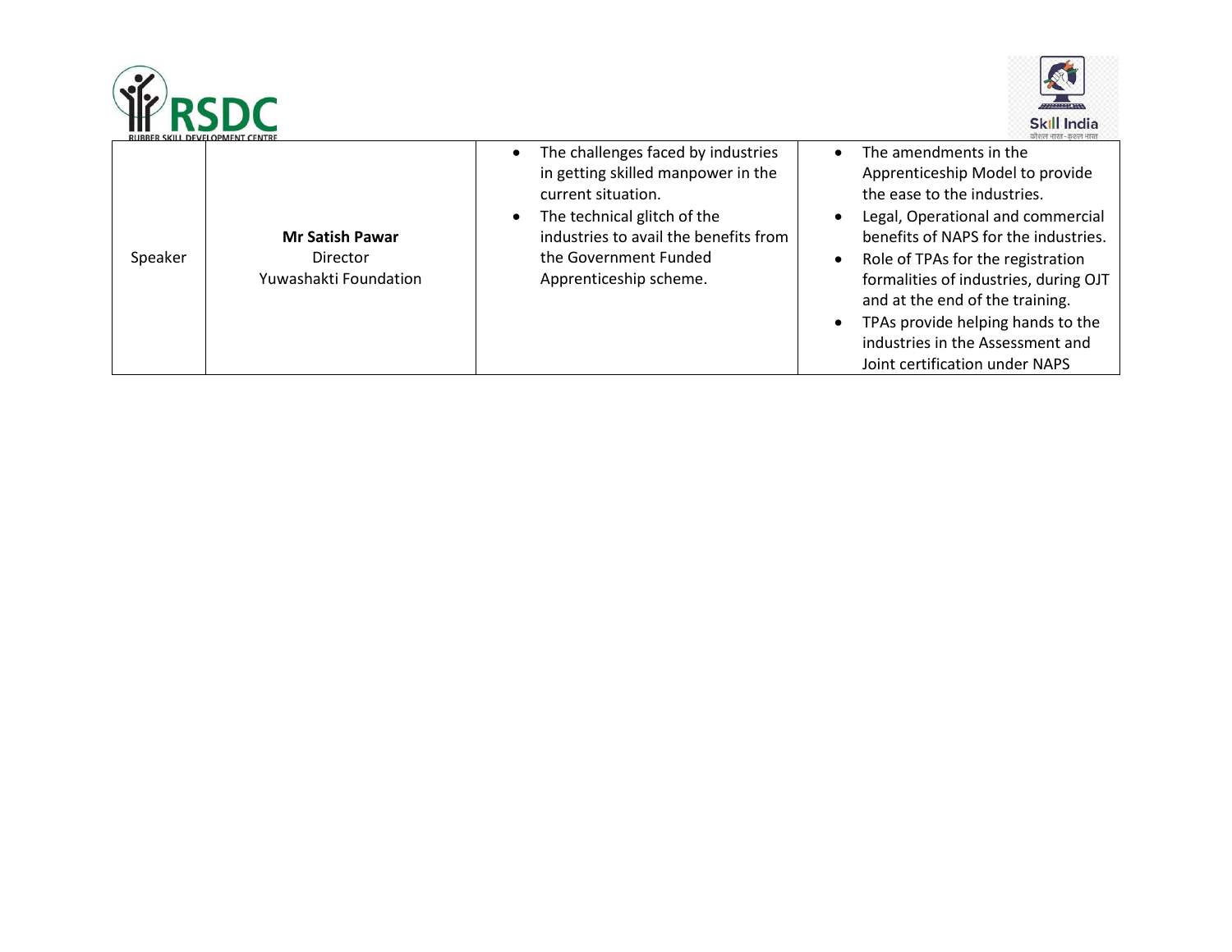| | | | |
|---|---|---|---|
| Speaker | **Mr Satish Pawar**<br>Director<br>Yuwashakti Foundation | • The challenges faced by industries in getting skilled manpower in the current situation.<br>• The technical glitch of the industries to avail the benefits from the Government Funded Apprenticeship scheme. | • The amendments in the Apprenticeship Model to provide the ease to the industries.<br>• Legal, Operational and commercial benefits of NAPS for the industries.<br>• Role of TPAs for the registration formalities of industries, during OJT and at the end of the training.<br>• TPAs provide helping hands to the industries in the Assessment and Joint certification under NAPS |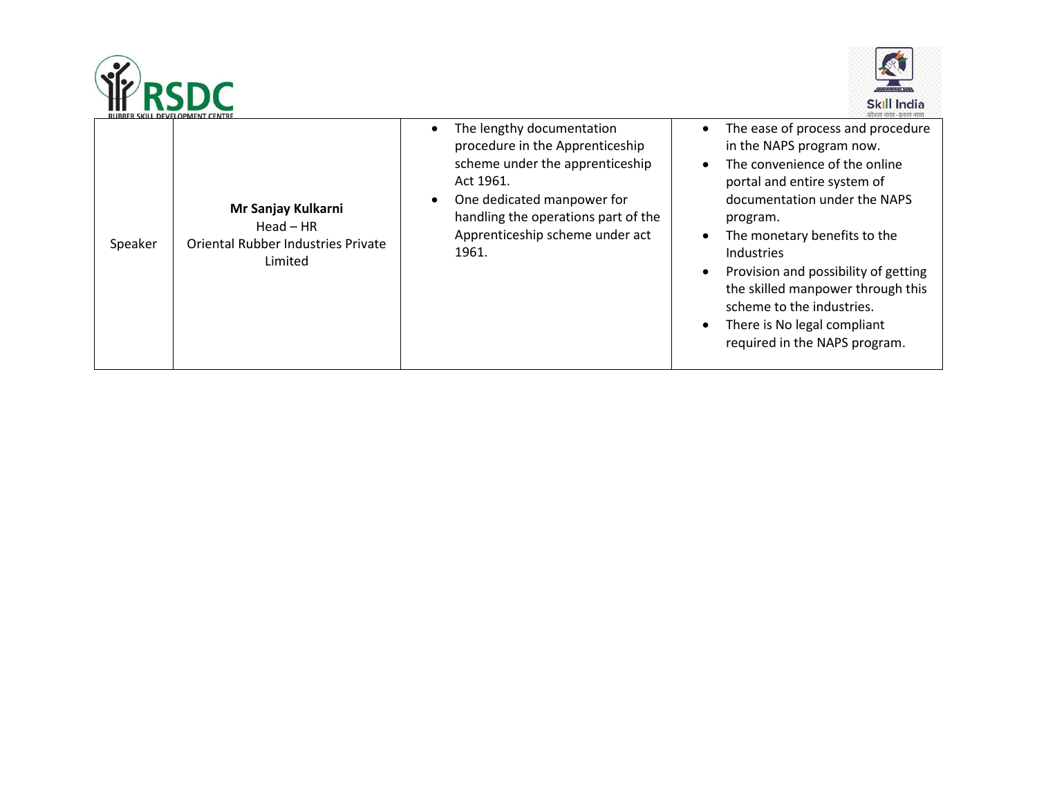| | | | |
|---|---|---|---|
| Speaker | **Mr Sanjay Kulkarni**<br>Head – HR<br>Oriental Rubber Industries Private Limited | • The lengthy documentation procedure in the Apprenticeship scheme under the apprenticeship Act 1961.<br>• One dedicated manpower for handling the operations part of the Apprenticeship scheme under act 1961. | • The ease of process and procedure in the NAPS program now.<br>• The convenience of the online portal and entire system of documentation under the NAPS program.<br>• The monetary benefits to the Industries<br>• Provision and possibility of getting the skilled manpower through this scheme to the industries.<br>• There is No legal compliant required in the NAPS program. |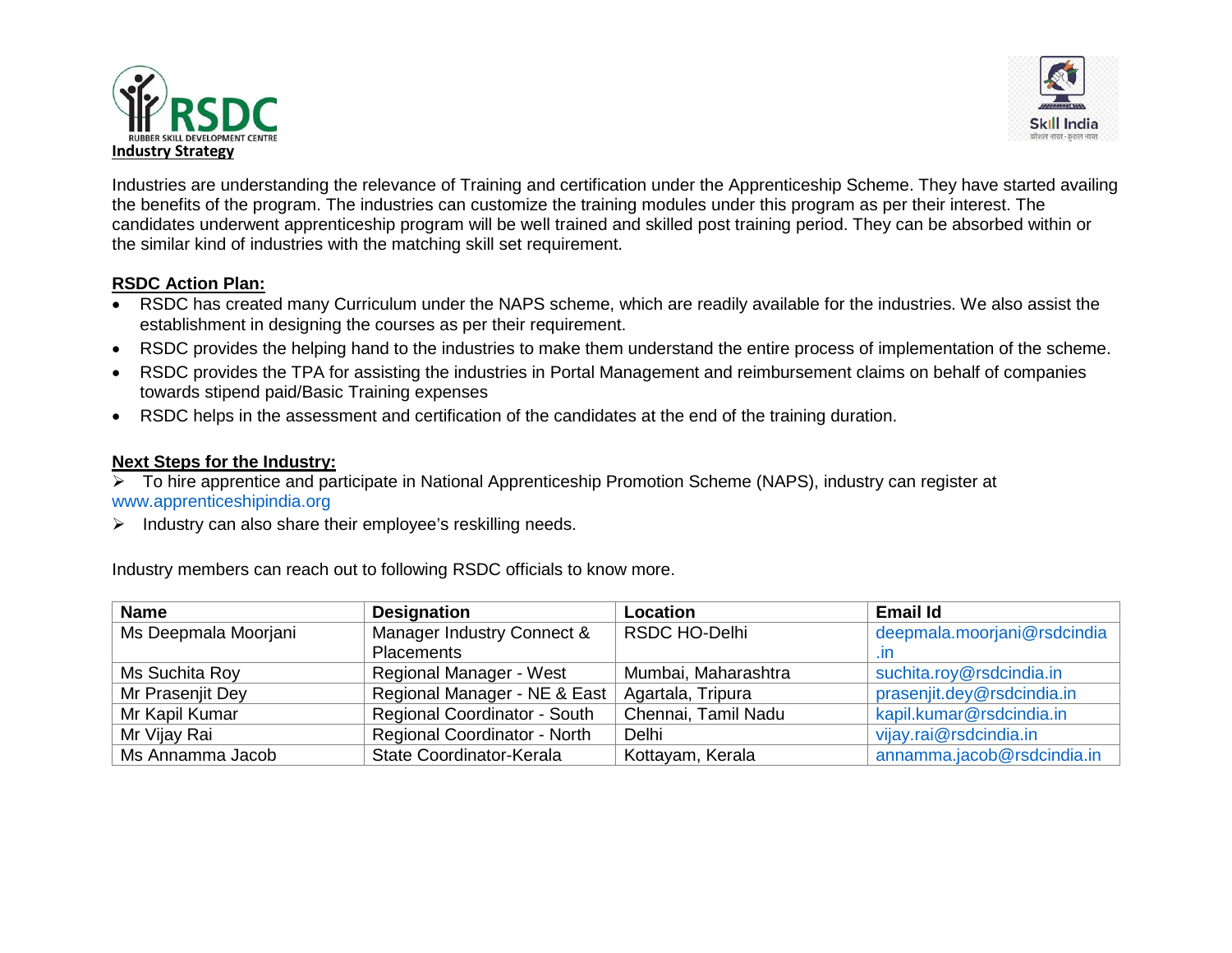**Industry Strategy**

Industries are understanding the relevance of Training and certification under the Apprenticeship Scheme. They have started availing the benefits of the program. The industries can customize the training modules under this program as per their interest. The candidates underwent apprenticeship program will be well trained and skilled post training period. They can be absorbed within or the similar kind of industries with the matching skill set requirement.

**RSDC Action Plan:**

- RSDC has created many Curriculum under the NAPS scheme, which are readily available for the industries. We also assist the establishment in designing the courses as per their requirement.
- RSDC provides the helping hand to the industries to make them understand the entire process of implementation of the scheme.
- RSDC provides the TPA for assisting the industries in Portal Management and reimbursement claims on behalf of companies towards stipend paid/Basic Training expenses
- RSDC helps in the assessment and certification of the candidates at the end of the training duration.

**Next Steps for the Industry:**

- To hire apprentice and participate in National Apprenticeship Promotion Scheme (NAPS), industry can register at www.apprenticeshipindia.org
- Industry can also share their employee's reskilling needs.

Industry members can reach out to following RSDC officials to know more.

| Name | Designation | Location | Email Id |
|---|---|---|---|
| Ms Deepmala Moorjani | Manager Industry Connect & Placements | RSDC HO-Delhi | deepmala.moorjani@rsdcindia.in |
| Ms Suchita Roy | Regional Manager - West | Mumbai, Maharashtra | suchita.roy@rsdcindia.in |
| Mr Prasenjit Dey | Regional Manager - NE & East | Agartala, Tripura | prasenjit.dey@rsdcindia.in |
| Mr Kapil Kumar | Regional Coordinator - South | Chennai, Tamil Nadu | kapil.kumar@rsdcindia.in |
| Mr Vijay Rai | Regional Coordinator - North | Delhi | vijay.rai@rsdcindia.in |
| Ms Annamma Jacob | State Coordinator-Kerala | Kottayam, Kerala | annamma.jacob@rsdcindia.in |